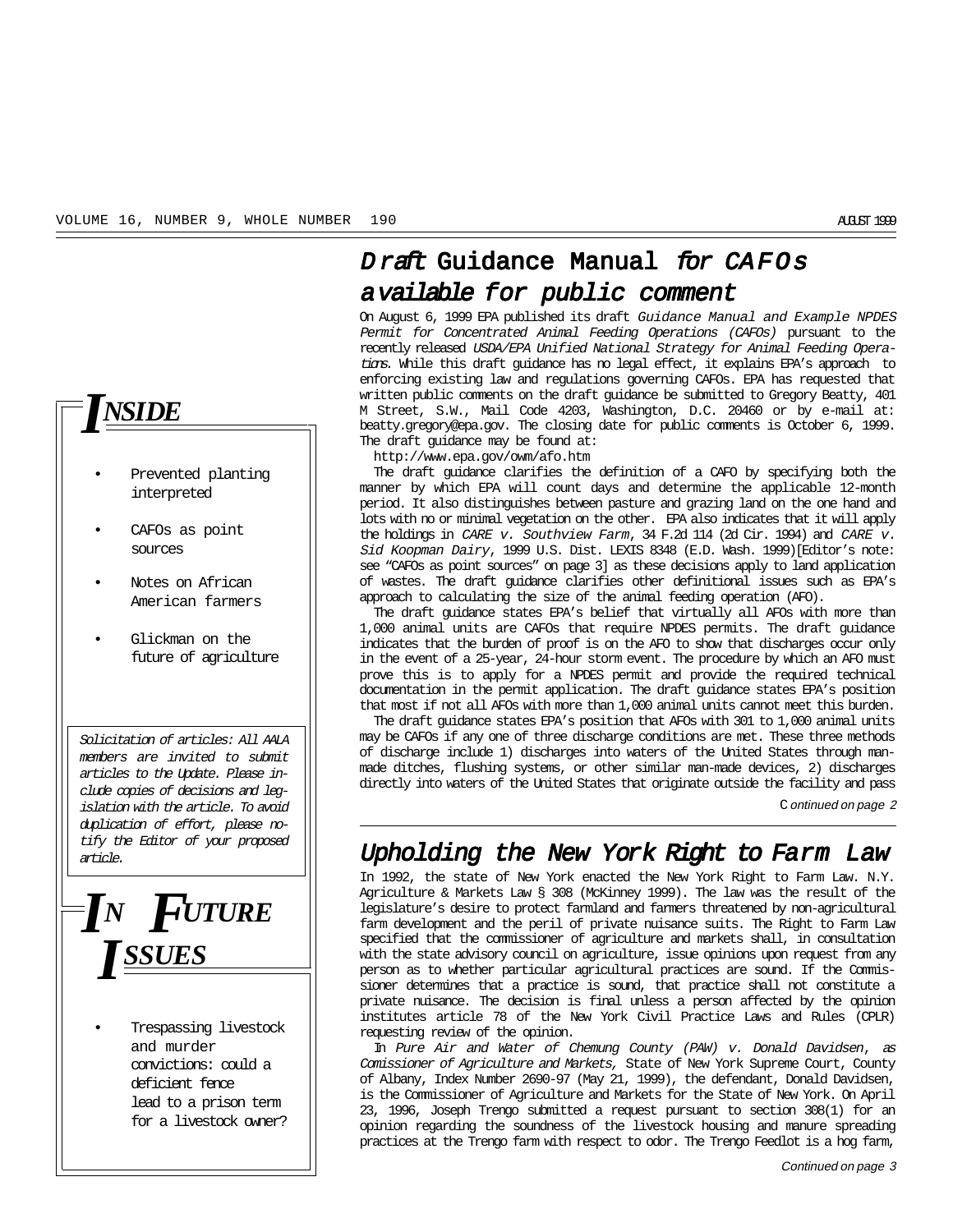# *Draft* Guidance Manual *for CAFOs available for public comment*

On August 6, 1999 EPA published its draft *Guidance Manual and Example NPDES Permit for Concentrated Animal Feeding Operations (CAFOs)* pursuant to the recently released *USDA/EPA Unified National Strategy for Animal Feeding Operations*. While this draft guidance has no legal effect, it explains EPA's approach to enforcing existing law and regulations governing CAFOs. EPA has requested that written public comments on the draft guidance be submitted to Gregory Beatty, 401 M Street, S.W., Mail Code 4203, Washington, D.C. 20460 or by e-mail at: beatty.gregory@epa.gov. The closing date for public comments is October 6, 1999. The draft guidance may be found at:

http://www.epa.gov/owm/afo.htm

The draft guidance clarifies the definition of a CAFO by specifying both the manner by which EPA will count days and determine the applicable 12-month period. It also distinguishes between pasture and grazing land on the one hand and lots with no or minimal vegetation on the other. EPA also indicates that it will apply the holdings in *CARE v. Southview Farm*, 34 F.2d 114 (2d Cir. 1994) and *CARE v. Sid Koopman Dairy*, 1999 U.S. Dist. LEXIS 8348 (E.D. Wash. 1999)[Editor's note: see "CAFOs as point sources" on page 3] as these decisions apply to land application of wastes. The draft guidance clarifies other definitional issues such as EPA's approach to calculating the size of the animal feeding operation (AFO).

The draft guidance states EPA's belief that virtually all AFOs with more than 1,000 animal units are CAFOs that require NPDES permits. The draft guidance indicates that the burden of proof is on the AFO to show that discharges occur only in the event of a 25-year, 24-hour storm event. The procedure by which an AFO must prove this is to apply for a NPDES permit and provide the required technical documentation in the permit application. The draft guidance states EPA's position that most if not all AFOs with more than 1,000 animal units cannot meet this burden.

The draft guidance states EPA's position that AFOs with 301 to 1,000 animal units may be CAFOs if any one of three discharge conditions are met. These three methods of discharge include 1) discharges into waters of the United States through man-made ditches, flushing systems, or other similar man-made devices, 2) discharges directly into waters of the United States that originate outside the facility and pass

*Continued on page 2*

---

# *Upholding the New York Right to Farm Law*

In 1992, the state of New York enacted the New York Right to Farm Law. N.Y. Agriculture & Markets Law § 308 (McKinney 1999). The law was the result of the legislature's desire to protect farmland and farmers threatened by non-agricultural farm development and the peril of private nuisance suits. The Right to Farm Law specified that the commissioner of agriculture and markets shall, in consultation with the state advisory council on agriculture, issue opinions upon request from any person as to whether particular agricultural practices are sound. If the Commissioner determines that a practice is sound, that practice shall not constitute a private nuisance. The decision is final unless a person affected by the opinion institutes article 78 of the New York Civil Practice Laws and Rules (CPLR) requesting review of the opinion.

In *Pure Air and Water of Chemung County (PAW) v. Donald Davidsen, as Comissioner of Agriculture and Markets,* State of New York Supreme Court, County of Albany, Index Number 2690-97 (May 21, 1999), the defendant, Donald Davidsen, is the Commissioner of Agriculture and Markets for the State of New York. On April 23, 1996, Joseph Trengo submitted a request pursuant to section 308(1) for an opinion regarding the soundness of the livestock housing and manure spreading practices at the Trengo farm with respect to odor. The Trengo Feedlot is a hog farm,

*Continued on page 3*

---

## INSIDE

- Prevented planting interpreted
- CAFOs as point sources
- Notes on African American farmers
- Glickman on the future of agriculture

*Solicitation of articles: All AALA members are invited to submit articles to the Update. Please include copies of decisions and legislation with the article. To avoid duplication of effort, please notify the Editor of your proposed article.*

## IN FUTURE ISSUES

- Trespassing livestock and murder convictions: could a deficient fence lead to a prison term for a livestock owner?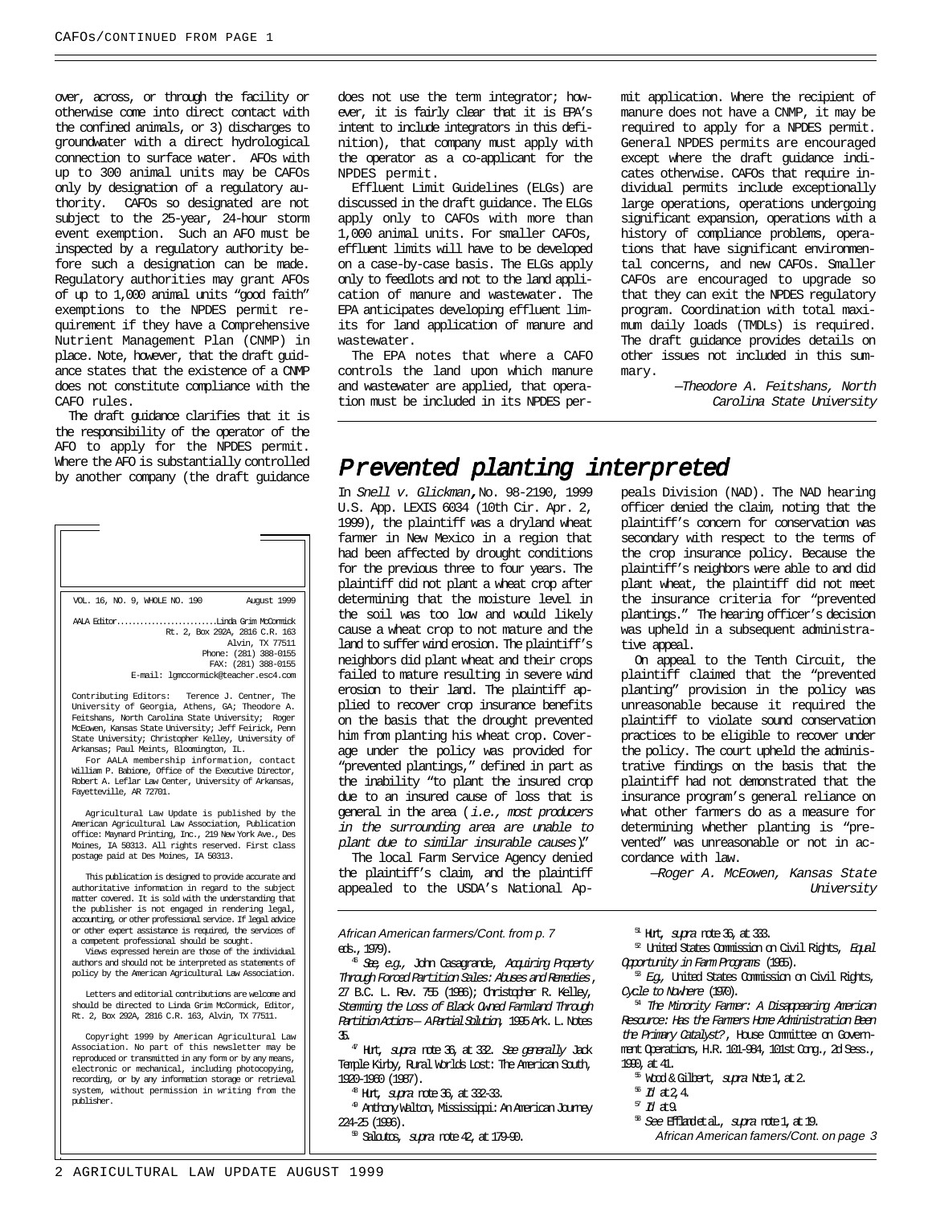over, across, or through the facility or otherwise come into direct contact with the confined animals, or 3) discharges to groundwater with a direct hydrological connection to surface water. AFOs with up to 300 animal units may be CAFOs only by designation of a regulatory authority. CAFOs so designated are not subject to the 25-year, 24-hour storm event exemption. Such an AFO must be inspected by a regulatory authority before such a designation can be made. Regulatory authorities may grant AFOs of up to 1,000 animal units "good faith" exemptions to the NPDES permit requirement if they have a Comprehensive Nutrient Management Plan (CNMP) in place. Note, however, that the draft guidance states that the existence of a CNMP does not constitute compliance with the CAFO rules.

The draft guidance clarifies that it is the responsibility of the operator of the AFO to apply for the NPDES permit. Where the AFO is substantially controlled by another company (the draft guidance does not use the term integrator; however, it is fairly clear that it is EPA's intent to include integrators in this definition), that company must apply with the operator as a co-applicant for the NPDES permit.

Effluent Limit Guidelines (ELGs) are discussed in the draft guidance. The ELGs apply only to CAFOs with more than 1,000 animal units. For smaller CAFOs, effluent limits will have to be developed on a case-by-case basis. The ELGs apply only to feedlots and not to the land application of manure and wastewater. The EPA anticipates developing effluent limits for land application of manure and wastewater.

The EPA notes that where a CAFO controls the land upon which manure and wastewater are applied, that operation must be included in its NPDES permit application. Where the recipient of manure does not have a CNMP, it may be required to apply for a NPDES permit. General NPDES permits are encouraged except where the draft guidance indicates otherwise. CAFOs that require individual permits include exceptionally large operations, operations undergoing significant expansion, operations with a history of compliance problems, operations that have significant environmental concerns, and new CAFOs. Smaller CAFOs are encouraged to upgrade so that they can exit the NPDES regulatory program. Coordination with total maximum daily loads (TMDLs) is required. The draft guidance provides details on other issues not included in this summary.

—*Theodore A. Feitshans, North Carolina State University*

## Prevented planting interpreted

In *Snell v. Glickman*, No. 98-2190, 1999 U.S. App. LEXIS 6034 (10th Cir. Apr. 2, 1999), the plaintiff was a dryland wheat farmer in New Mexico in a region that had been affected by drought conditions for the previous three to four years. The plaintiff did not plant a wheat crop after determining that the moisture level in the soil was too low and would likely cause a wheat crop to not mature and the land to suffer wind erosion. The plaintiff's neighbors did plant wheat and their crops failed to mature resulting in severe wind erosion to their land. The plaintiff applied to recover crop insurance benefits on the basis that the drought prevented him from planting his wheat crop. Coverage under the policy was provided for "prevented plantings," defined in part as the inability "to plant the insured crop due to an insured cause of loss that is general in the area (*i.e., most producers in the surrounding area are unable to plant due to similar insurable causes*)."

The local Farm Service Agency denied the plaintiff's claim, and the plaintiff appealed to the USDA's National Appeals Division (NAD). The NAD hearing officer denied the claim, noting that the plaintiff's concern for conservation was secondary with respect to the terms of the crop insurance policy. Because the plaintiff's neighbors were able to and did plant wheat, the plaintiff did not meet the insurance criteria for "prevented plantings." The hearing officer's decision was upheld in a subsequent administrative appeal.

On appeal to the Tenth Circuit, the plaintiff claimed that the "prevented planting" provision in the policy was unreasonable because it required the plaintiff to violate sound conservation practices to be eligible to recover under the policy. The court upheld the administrative findings on the basis that the plaintiff had not demonstrated that the insurance program's general reliance on what other farmers do as a measure for determining whether planting is "prevented" was unreasonable or not in accordance with law.

—*Roger A. McEowen, Kansas State University*

---

VOL. 16, NO. 9, WHOLE NO. 190 August 1999

AALA Editor..........................Linda Grim McCormick
Rt. 2, Box 292A, 2816 C.R. 163
Alvin, TX 77511
Phone: (281) 388-0155
FAX: (281) 388-0155
E-mail: lgmccormick@teacher.esc4.com

Contributing Editors: Terence J. Centner, The University of Georgia, Athens, GA; Theodore A. Feitshans, North Carolina State University; Roger McEowen, Kansas State University; Jeff Feirick, Penn State University; Christopher Kelley, University of Arkansas; Paul Meints, Bloomington, IL.

For AALA membership information, contact William P. Babione, Office of the Executive Director, Robert A. Leflar Law Center, University of Arkansas, Fayetteville, AR 72701.

Agricultural Law Update is published by the American Agricultural Law Association, Publication office: Maynard Printing, Inc., 219 New York Ave., Des Moines, IA 50313. All rights reserved. First class postage paid at Des Moines, IA 50313.

This publication is designed to provide accurate and authoritative information in regard to the subject matter covered. It is sold with the understanding that the publisher is not engaged in rendering legal, accounting, or other professional service. If legal advice or other expert assistance is required, the services of a competent professional should be sought.

Views expressed herein are those of the individual authors and should not be interpreted as statements of policy by the American Agricultural Law Association.

Letters and editorial contributions are welcome and should be directed to Linda Grim McCormick, Editor, Rt. 2, Box 292A, 2816 C.R. 163, Alvin, TX 77511.

Copyright 1999 by American Agricultural Law Association. No part of this newsletter may be reproduced or transmitted in any form or by any means, electronic or mechanical, including photocopying, recording, or by any information storage or retrieval system, without permission in writing from the publisher.

---

*African American farmers/Cont. from p. 7*

eds., 1979).

[46] *See, e.g.,* John Casagrande, *Acquiring Property Through Forced Partition Sales: Abuses and Remedies*, 27 B.C. L. Rev. 755 (1986); Christopher R. Kelley, *Stemming the Loss of Black Owned Farmland Through Partition Actions—A Partial Solution*, 1985 Ark. L. Notes 35.

[47] Hurt, *supra* note 36, at 332. *See generally* Jack Temple Kirby, Rural Worlds Lost: The American South, 1920-1960 (1987).

[48] Hurt, *supra* note 36, at 332-33.

[49] Anthony Walton, Mississippi: An American Journey 224-25 (1996).

[50] Saloutos, *supra* note 42, at 179-80.

[51] Hurt, *supra* note 36, at 333.

[52] United States Commission on Civil Rights, *Equal Opportunity in Farm Programs* (1965).

[53] *E.g.,* United States Commission on Civil Rights, *Cycle to Nowhere* (1970).

[54] *The Minority Farmer: A Disappearing American Resource: Has the Farmers Home Administration Been the Primary Catalyst?*, House Committee on Government Operations, H.R. 101-984, 101st Cong., 2d Sess., 1990, at 41.

[55] Wood & Gilbert, *supra* Note 1, at 2.

[56] *Id.* at 2, 4.

[57] *Id.* at 9.

[58] *See* Effland et al., *supra* note 1, at 19.

*African American famers/Cont. on page 3*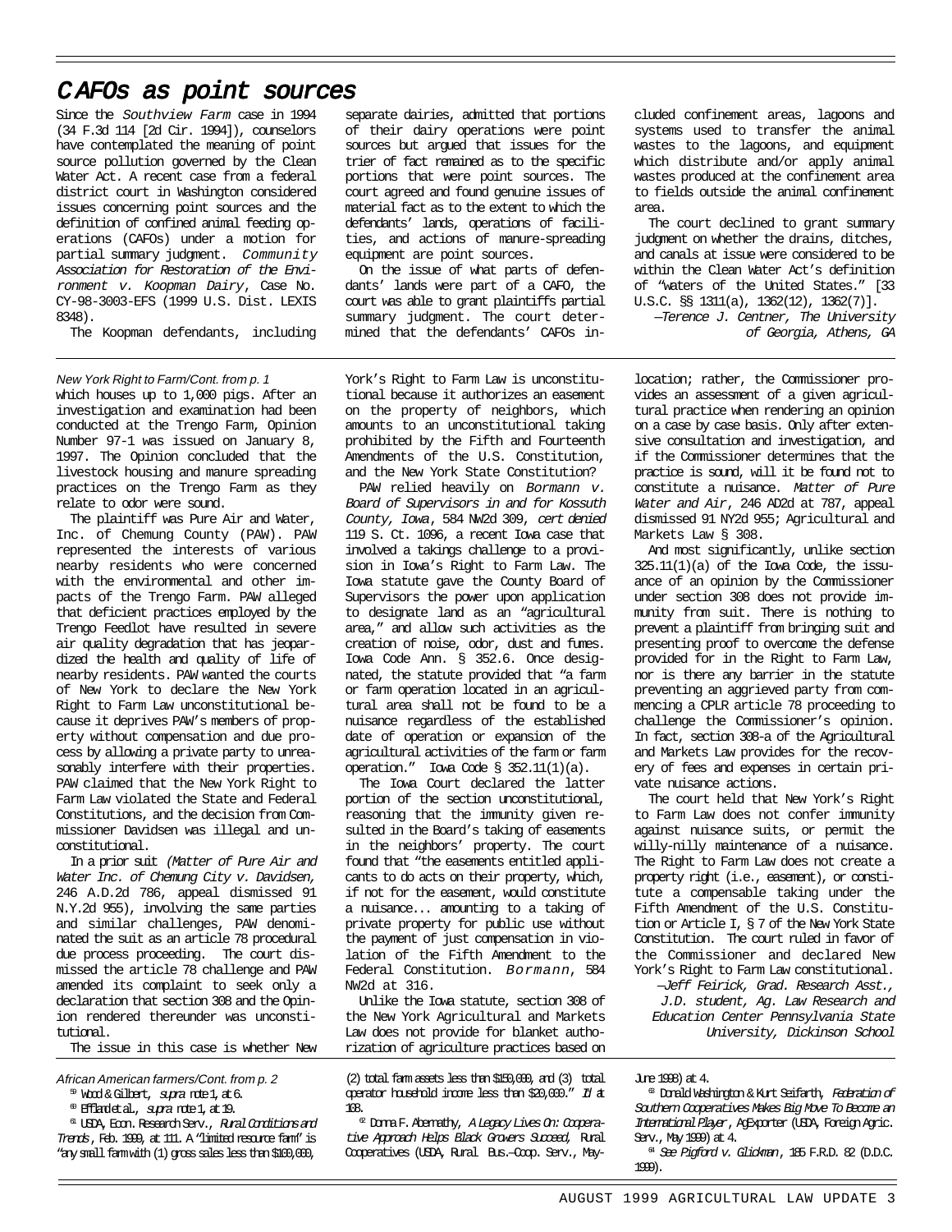# CAFOs as point sources

Since the *Southview Farm* case in 1994 (34 F.3d 114 [2d Cir. 1994]), counselors have contemplated the meaning of point source pollution governed by the Clean Water Act. A recent case from a federal district court in Washington considered issues concerning point sources and the definition of confined animal feeding operations (CAFOs) under a motion for partial summary judgment. *Community Association for Restoration of the Environment v. Koopman Dairy*, Case No. CY-98-3003-EFS (1999 U.S. Dist. LEXIS 8348).

The Koopman defendants, including separate dairies, admitted that portions of their dairy operations were point sources but argued that issues for the trier of fact remained as to the specific portions that were point sources. The court agreed and found genuine issues of material fact as to the extent to which the defendants' lands, operations of facilities, and actions of manure-spreading equipment are point sources.

On the issue of what parts of defendants' lands were part of a CAFO, the court was able to grant plaintiffs partial summary judgment. The court determined that the defendants' CAFOs included confinement areas, lagoons and systems used to transfer the animal wastes to the lagoons, and equipment which distribute and/or apply animal wastes produced at the confinement area to fields outside the animal confinement area.

The court declined to grant summary judgment on whether the drains, ditches, and canals at issue were considered to be within the Clean Water Act's definition of "waters of the United States." [33 U.S.C. §§ 1311(a), 1362(12), 1362(7)].

—*Terence J. Centner, The University of Georgia, Athens, GA*

---

*New York Right to Farm/Cont. from p. 1*

which houses up to 1,000 pigs. After an investigation and examination had been conducted at the Trengo Farm, Opinion Number 97-1 was issued on January 8, 1997. The Opinion concluded that the livestock housing and manure spreading practices on the Trengo Farm as they relate to odor were sound.

The plaintiff was Pure Air and Water, Inc. of Chemung County (PAW). PAW represented the interests of various nearby residents who were concerned with the environmental and other impacts of the Trengo Farm. PAW alleged that deficient practices employed by the Trengo Feedlot have resulted in severe air quality degradation that has jeopardized the health and quality of life of nearby residents. PAW wanted the courts of New York to declare the New York Right to Farm Law unconstitutional because it deprives PAW's members of property without compensation and due process by allowing a private party to unreasonably interfere with their properties. PAW claimed that the New York Right to Farm Law violated the State and Federal Constitutions, and the decision from Commissioner Davidsen was illegal and unconstitutional.

In a prior suit *(Matter of Pure Air and Water Inc. of Chemung City v. Davidsen*, 246 A.D.2d 786, appeal dismissed 91 N.Y.2d 955), involving the same parties and similar challenges, PAW denominated the suit as an article 78 procedural due process proceeding. The court dismissed the article 78 challenge and PAW amended its complaint to seek only a declaration that section 308 and the Opinion rendered thereunder was unconstitutional.

The issue in this case is whether New York's Right to Farm Law is unconstitutional because it authorizes an easement on the property of neighbors, which amounts to an unconstitutional taking prohibited by the Fifth and Fourteenth Amendments of the U.S. Constitution, and the New York State Constitution?

PAW relied heavily on *Bormann v. Board of Supervisors in and for Kossuth County, Iowa*, 584 NW2d 309, *cert denied* 119 S. Ct. 1096, a recent Iowa case that involved a takings challenge to a provision in Iowa's Right to Farm Law. The Iowa statute gave the County Board of Supervisors the power upon application to designate land as an "agricultural area," and allow such activities as the creation of noise, odor, dust and fumes. Iowa Code Ann. § 352.6. Once designated, the statute provided that "a farm or farm operation located in an agricultural area shall not be found to be a nuisance regardless of the established date of operation or expansion of the agricultural activities of the farm or farm operation." Iowa Code § 352.11(1)(a).

The Iowa Court declared the latter portion of the section unconstitutional, reasoning that the immunity given resulted in the Board's taking of easements in the neighbors' property. The court found that "the easements entitled applicants to do acts on their property, which, if not for the easement, would constitute a nuisance... amounting to a taking of private property for public use without the payment of just compensation in violation of the Fifth Amendment to the Federal Constitution. *Bormann*, 584 NW2d at 316.

Unlike the Iowa statute, section 308 of the New York Agricultural and Markets Law does not provide for blanket authorization of agriculture practices based on location; rather, the Commissioner provides an assessment of a given agricultural practice when rendering an opinion on a case by case basis. Only after extensive consultation and investigation, and if the Commissioner determines that the practice is sound, will it be found not to constitute a nuisance. *Matter of Pure Water and Air*, 246 AD2d at 787, appeal dismissed 91 NY2d 955; Agricultural and Markets Law § 308.

And most significantly, unlike section 325.11(1)(a) of the Iowa Code, the issuance of an opinion by the Commissioner under section 308 does not provide immunity from suit. There is nothing to prevent a plaintiff from bringing suit and presenting proof to overcome the defense provided for in the Right to Farm Law, nor is there any barrier in the statute preventing an aggrieved party from commencing a CPLR article 78 proceeding to challenge the Commissioner's opinion. In fact, section 308-a of the Agricultural and Markets Law provides for the recovery of fees and expenses in certain private nuisance actions.

The court held that New York's Right to Farm Law does not confer immunity against nuisance suits, or permit the willy-nilly maintenance of a nuisance. The Right to Farm Law does not create a property right (i.e., easement), or constitute a compensable taking under the Fifth Amendment of the U.S. Constitution or Article I, § 7 of the New York State Constitution. The court ruled in favor of the Commissioner and declared New York's Right to Farm Law constitutional.

—*Jeff Feirick, Grad. Research Asst., J.D. student, Ag. Law Research and Education Center Pennsylvania State University, Dickinson School*

---

*African American farmers/Cont. from p. 2*

[59] Wood & Gilbert, *supra* note 1, at 6.

[60] Effland et al., *supra* note 1, at 19.

[61] USDA, Econ. Research Serv., *Rural Conditions and Trends*, Feb. 1999, at 111. A "limited resource farm" is "any small farm with (1) gross sales less than $100,000, (2) total farm assets less than $150,000, and (3) total operator household income less than $20,000." *Id* at 108.

[62] Donna F. Abernathy, *A Legacy Lives On: Cooperative Approach Helps Black Growers Succeed,* Rural Cooperatives (USDA, Rural Bus.–Coop. Serv., May-June 1998) at 4.

[63] Donald Washington & Kurt Seifarth, *Federation of Southern Cooperatives Makes Big Move To Become an International Player*, AgExporter (USDA, Foreign Agric. Serv., May 1999) at 4.

[64] *See Pigford v. Glickman*, 185 F.R.D. 82 (D.D.C. 1999).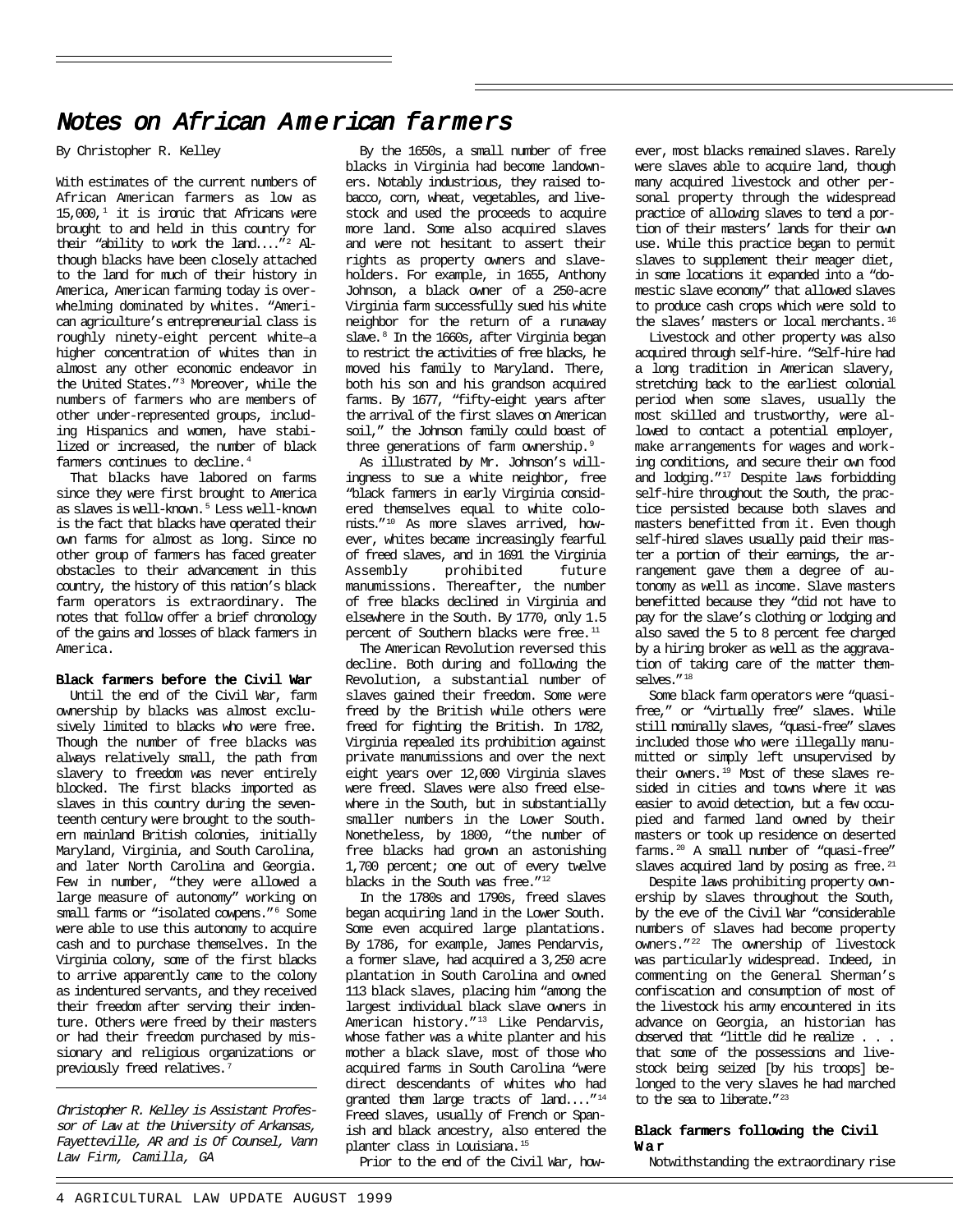# Notes on African American farmers

By Christopher R. Kelley

With estimates of the current numbers of African American farmers as low as 15,000,[1] it is ironic that Africans were brought to and held in this country for their "ability to work the land...."[2] Although blacks have been closely attached to the land for much of their history in America, American farming today is overwhelming dominated by whites. "American agriculture's entrepreneurial class is roughly ninety-eight percent white–a higher concentration of whites than in almost any other economic endeavor in the United States."[3] Moreover, while the numbers of farmers who are members of other under-represented groups, including Hispanics and women, have stabilized or increased, the number of black farmers continues to decline.[4]

That blacks have labored on farms since they were first brought to America as slaves is well-known.[5] Less well-known is the fact that blacks have operated their own farms for almost as long. Since no other group of farmers has faced greater obstacles to their advancement in this country, the history of this nation's black farm operators is extraordinary. The notes that follow offer a brief chronology of the gains and losses of black farmers in America.

**Black farmers before the Civil War**

Until the end of the Civil War, farm ownership by blacks was almost exclusively limited to blacks who were free. Though the number of free blacks was always relatively small, the path from slavery to freedom was never entirely blocked. The first blacks imported as slaves in this country during the seventeenth century were brought to the southern mainland British colonies, initially Maryland, Virginia, and South Carolina, and later North Carolina and Georgia. Few in number, "they were allowed a large measure of autonomy" working on small farms or "isolated cowpens."[6] Some were able to use this autonomy to acquire cash and to purchase themselves. In the Virginia colony, some of the first blacks to arrive apparently came to the colony as indentured servants, and they received their freedom after serving their indenture. Others were freed by their masters or had their freedom purchased by missionary and religious organizations or previously freed relatives.[7]

*Christopher R. Kelley is Assistant Professor of Law at the University of Arkansas, Fayetteville, AR and is Of Counsel, Vann Law Firm, Camilla, GA*

By the 1650s, a small number of free blacks in Virginia had become landowners. Notably industrious, they raised tobacco, corn, wheat, vegetables, and livestock and used the proceeds to acquire more land. Some also acquired slaves and were not hesitant to assert their rights as property owners and slaveholders. For example, in 1655, Anthony Johnson, a black owner of a 250-acre Virginia farm successfully sued his white neighbor for the return of a runaway slave.[8] In the 1660s, after Virginia began to restrict the activities of free blacks, he moved his family to Maryland. There, both his son and his grandson acquired farms. By 1677, "fifty-eight years after the arrival of the first slaves on American soil," the Johnson family could boast of three generations of farm ownership.[9]

As illustrated by Mr. Johnson's willingness to sue a white neighbor, free "black farmers in early Virginia considered themselves equal to white colonists."[10] As more slaves arrived, however, whites became increasingly fearful of freed slaves, and in 1691 the Virginia Assembly prohibited future manumissions. Thereafter, the number of free blacks declined in Virginia and elsewhere in the South. By 1770, only 1.5 percent of Southern blacks were free.[11]

The American Revolution reversed this decline. Both during and following the Revolution, a substantial number of slaves gained their freedom. Some were freed by the British while others were freed for fighting the British. In 1782, Virginia repealed its prohibition against private manumissions and over the next eight years over 12,000 Virginia slaves were freed. Slaves were also freed elsewhere in the South, but in substantially smaller numbers in the Lower South. Nonetheless, by 1800, "the number of free blacks had grown an astonishing 1,700 percent; one out of every twelve blacks in the South was free."[12]

In the 1780s and 1790s, freed slaves began acquiring land in the Lower South. Some even acquired large plantations. By 1786, for example, James Pendarvis, a former slave, had acquired a 3,250 acre plantation in South Carolina and owned 113 black slaves, placing him "among the largest individual black slave owners in American history."[13] Like Pendarvis, whose father was a white planter and his mother a black slave, most of those who acquired farms in South Carolina "were direct descendants of whites who had granted them large tracts of land...."[14] Freed slaves, usually of French or Spanish and black ancestry, also entered the planter class in Louisiana.[15]

Prior to the end of the Civil War, however, most blacks remained slaves. Rarely were slaves able to acquire land, though many acquired livestock and other personal property through the widespread practice of allowing slaves to tend a portion of their masters' lands for their own use. While this practice began to permit slaves to supplement their meager diet, in some locations it expanded into a "domestic slave economy" that allowed slaves to produce cash crops which were sold to the slaves' masters or local merchants.[16]

Livestock and other property was also acquired through self-hire. "Self-hire had a long tradition in American slavery, stretching back to the earliest colonial period when some slaves, usually the most skilled and trustworthy, were allowed to contact a potential employer, make arrangements for wages and working conditions, and secure their own food and lodging."[17] Despite laws forbidding self-hire throughout the South, the practice persisted because both slaves and masters benefitted from it. Even though self-hired slaves usually paid their master a portion of their earnings, the arrangement gave them a degree of autonomy as well as income. Slave masters benefitted because they "did not have to pay for the slave's clothing or lodging and also saved the 5 to 8 percent fee charged by a hiring broker as well as the aggravation of taking care of the matter themselves."[18]

Some black farm operators were "quasi-free," or "virtually free" slaves. While still nominally slaves, "quasi-free" slaves included those who were illegally manumitted or simply left unsupervised by their owners.[19] Most of these slaves resided in cities and towns where it was easier to avoid detection, but a few occupied and farmed land owned by their masters or took up residence on deserted farms.[20] A small number of "quasi-free" slaves acquired land by posing as free.[21]

Despite laws prohibiting property ownership by slaves throughout the South, by the eve of the Civil War "considerable numbers of slaves had become property owners."[22] The ownership of livestock was particularly widespread. Indeed, in commenting on the General Sherman's confiscation and consumption of most of the livestock his army encountered in its advance on Georgia, an historian has observed that "little did he realize . . . that some of the possessions and livestock being seized [by his troops] belonged to the very slaves he had marched to the sea to liberate."[23]

**Black farmers following the Civil War**

Notwithstanding the extraordinary rise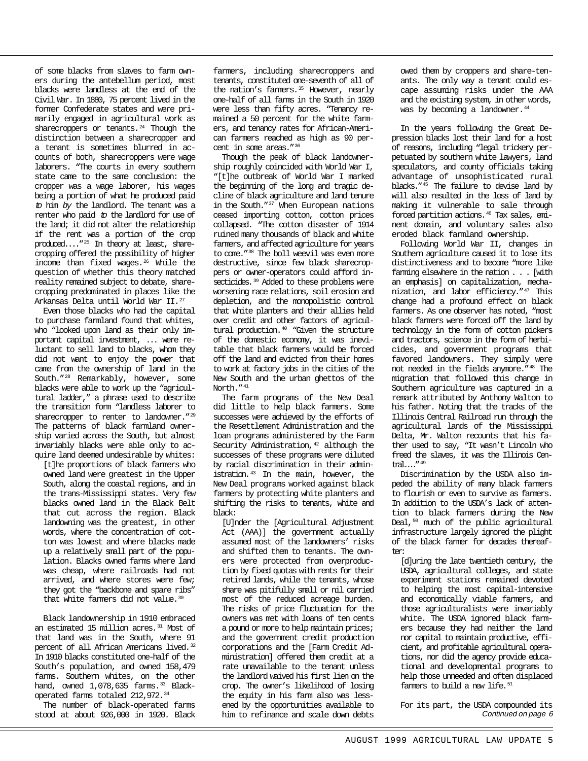of some blacks from slaves to farm owners during the antebellum period, most blacks were landless at the end of the Civil War. In 1880, 75 percent lived in the former Confederate states and were primarily engaged in agricultural work as sharecroppers or tenants.[24] Though the distinction between a sharecropper and a tenant is sometimes blurred in accounts of both, sharecroppers were wage laborers. "The courts in every southern state came to the same conclusion: the cropper was a wage laborer, his wages being a portion of what he produced paid *to* him *by* the landlord. The tenant was a renter who paid *to* the landlord for use of the land; it did not alter the relationship if the rent was a portion of the crop produced...."[25] In theory at least, sharecropping offered the possibility of higher income than fixed wages.[26] While the question of whether this theory matched reality remained subject to debate, sharecropping predominated in places like the Arkansas Delta until World War II.[27]

Even those blacks who had the capital to purchase farmland found that whites, who "looked upon land as their only important capital investment, ... were reluctant to sell land to blacks, whom they did not want to enjoy the power that came from the ownership of land in the South."[28] Remarkably, however, some blacks were able to work up the "agricultural ladder," a phrase used to describe the transition form "landless laborer to sharecropper to renter to landowner."[29] The patterns of black farmland ownership varied across the South, but almost invariably blacks were able only to acquire land deemed undesirable by whites:

> [t]he proportions of black farmers who owned land were greatest in the Upper South, along the coastal regions, and in the trans-Mississippi states. Very few blacks owned land in the Black Belt that cut across the region. Black landowning was the greatest, in other words, where the concentration of cotton was lowest and where blacks made up a relatively small part of the population. Blacks owned farms where land was cheap, where railroads had not arrived, and where stores were few; they got the "backbone and spare ribs" that white farmers did not value.[30]

Black landownership in 1910 embraced an estimated 15 million acres.[31] Most of that land was in the South, where 91 percent of all African Americans lived.[32] In 1910 blacks constituted one-half of the South's population, and owned 158,479 farms. Southern whites, on the other hand, owned 1,078,635 farms.[33] Black-operated farms totaled 212,972.[34]

The number of black-operated farms stood at about 926,000 in 1920. Black farmers, including sharecroppers and tenants, constituted one-seventh of all of the nation's farmers.[35] However, nearly one-half of all farms in the South in 1920 were less than fifty acres. "Tenancy remained a 50 percent for the white farmers, and tenancy rates for African-American farmers reached as high as 90 percent in some areas."[36]

Though the peak of black landownership roughly coincided with World War I, "[t]he outbreak of World War I marked the beginning of the long and tragic decline of black agriculture and land tenure in the South."[37] When European nations ceased importing cotton, cotton prices collapsed. "The cotton disaster of 1914 ruined many thousands of black and white farmers, and affected agriculture for years to come."[38] The boll weevil was even more destructive, since few black sharecroppers or owner-operators could afford insecticides.[39] Added to these problems were worsening race relations, soil erosion and depletion, and the monopolistic control that white planters and their allies held over credit and other factors of agricultural production.[40] "Given the structure of the domestic economy, it was inevitable that black farmers would be forced off the land and evicted from their homes to work at factory jobs in the cities of the New South and the urban ghettos of the North."[41]

The farm programs of the New Deal did little to help black farmers. Some successes were achieved by the efforts of the Resettlement Administration and the loan programs administered by the Farm Security Administration,[42] although the successes of these programs were diluted by racial discrimination in their administration.[43] In the main, however, the New Deal programs worked against black farmers by protecting white planters and shifting the risks to tenants, white and black:

> [U]nder the [Agricultural Adjustment Act (AAA)] the government actually assumed most of the landowners' risks and shifted them to tenants. The owners were protected from overproduction by fixed quotas with rents for their retired lands, while the tenants, whose share was pitifully small or nil carried most of the reduced acreage burden. The risks of price fluctuation for the owners was met with loans of ten cents a pound or more to help maintain prices; and the government credit production corporations and the [Farm Credit Administration] offered them credit at a rate unavailable to the tenant unless the landlord waived his first lien on the crop. The owner's likelihood of losing the equity in his farm also was lessened by the opportunities available to him to refinance and scale down debts owed them by croppers and share-tenants. The only way a tenant could escape assuming risks under the AAA and the existing system, in other words, was by becoming a landowner.[44]

In the years following the Great Depression blacks lost their land for a host of reasons, including "legal trickery perpetuated by southern white lawyers, land speculators, and county officials taking advantage of unsophisticated rural blacks."[45] The failure to devise land by will also resulted in the loss of land by making it vulnerable to sale through forced partition actions.[46] Tax sales, eminent domain, and voluntary sales also eroded black farmland ownership.

Following World War II, changes in Southern agriculture caused it to lose its distinctiveness and to become "more like farming elsewhere in the nation . . . [with an emphasis] on capitalization, mechanization, and labor efficiency."[47] This change had a profound effect on black farmers. As one observer has noted, "most black farmers were forced off the land by technology in the form of cotton pickers and tractors, science in the form of herbicides, and government programs that favored landowners. They simply were not needed in the fields anymore."[48] The migration that followed this change in Southern agriculture was captured in a remark attributed by Anthony Walton to his father. Noting that the tracks of the Illinois Central Railroad run through the agricultural lands of the Mississippi Delta, Mr. Walton recounts that his father used to say, "It wasn't Lincoln who freed the slaves, it was the Illinois Central...."[49]

Discrimination by the USDA also impeded the ability of many black farmers to flourish or even to survive as farmers. In addition to the USDA's lack of attention to black farmers during the New Deal,[50] much of the public agricultural infrastructure largely ignored the plight of the black farmer for decades thereafter:

> [d]uring the late twentieth century, the USDA, agricultural colleges, and state experiment stations remained devoted to helping the most capital-intensive and economically viable farmers, and those agriculturalists were invariably white. The USDA ignored black farmers because they had neither the land nor capital to maintain productive, efficient, and profitable agricultural operations, nor did the agency provide educational and developmental programs to help those unneeded and often displaced farmers to build a new life.[51]

For its part, the USDA compounded its

*Continued on page 6*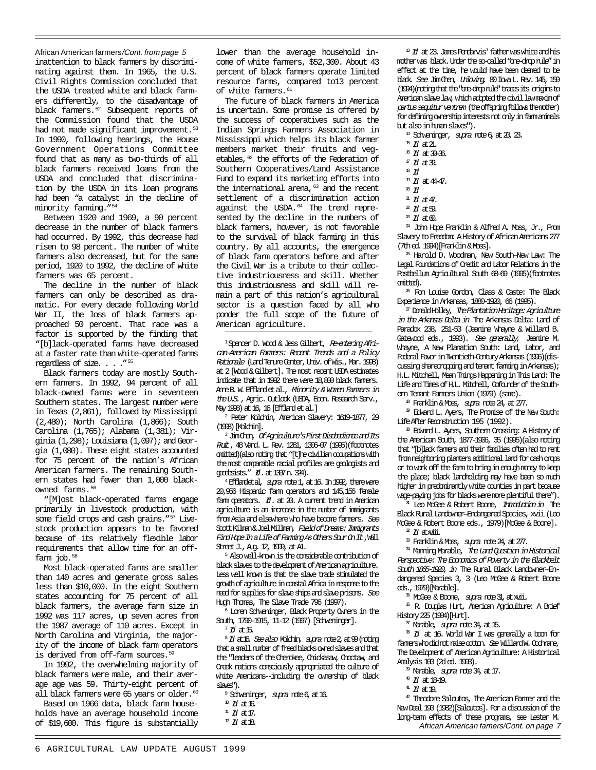African American farmers/*Cont. from page 5*

inattention to black farmers by discriminating against them. In 1965, the U.S. Civil Rights Commission concluded that the USDA treated white and black farmers differently, to the disadvantage of black farmers.[52] Subsequent reports of the Commission found that the USDA had not made significant improvement.[53] In 1990, following hearings, the House Government Operations Committee found that as many as two-thirds of all black farmers received loans from the USDA and concluded that discrimination by the USDA in its loan programs had been "a catalyst in the decline of minority farming."[54]

Between 1920 and 1969, a 90 percent decrease in the number of black farmers had occurred. By 1992, this decrease had risen to 98 percent. The number of white farmers also decreased, but for the same period, 1920 to 1992, the decline of white farmers was 65 percent.

The decline in the number of black farmers can only be described as dramatic. For every decade following World War II, the loss of black farmers approached 50 percent. That race was a factor is supported by the finding that "[b]lack-operated farms have decreased at a faster rate than white-operated farms regardless of size. . . ."[55]

Black farmers today are mostly Southern farmers. In 1992, 94 percent of all black-owned farms were in seventeen Southern states. The largest number were in Texas (2,861), followed by Mississippi (2,480); North Carolina (1,866); South Carolina (1,765); Alabama (1,381); Virginia (1,298); Louisiana (1,097); and Georgia (1,080). These eight states accounted for 75 percent of the nation's African American farmers. The remaining Southern states had fewer than 1,000 black-owned farms.[56]

"[M]ost black-operated farms engage primarily in livestock production, with some field crops and cash grains."[57] Livestock production appears to be favored because of its relatively flexible labor requirements that allow time for an off-farm job.[58]

Most black-operated farms are smaller than 140 acres and generate gross sales less than $10,000. In the eight Southern states accounting for 75 percent of all black farmers, the average farm size in 1992 was 117 acres, up seven acres from the 1987 average of 110 acres. Except in North Carolina and Virginia, the majority of the income of black farm operators is derived from off-farm sources.[59]

In 1992, the overwhelming majority of black farmers were male, and their average age was 59. Thirty-eight percent of all black farmers were 65 years or older.[60]

Based on 1966 data, black farm households have an average household income of $19,600. This figure is substantially lower than the average household income of white farmers, $52,300. About 43 percent of black farmers operate limited resource farms, compared to13 percent of white farmers.[61]

The future of black farmers in America is uncertain. Some promise is offered by the success of cooperatives such as the Indian Springs Farmers Association in Mississippi which helps its black farmer members market their fruits and vegetables,[62] the efforts of the Federation of Southern Cooperatives/Land Assistance Fund to expand its marketing efforts into the international arena,[63] and the recent settlement of a discrimination action against the USDA.[64] The trend represented by the decline in the numbers of black farmers, however, is not favorable to the survival of black farming in this country. By all accounts, the emergence of black farm operators before and after the Civil War is a tribute to their collective industriousness and skill. Whether this industriousness and skill will remain a part of this nation's agricultural sector is a question faced by all who ponder the full scope of the future of American agriculture.

---

[1] Spencer D. Wood & Jess Gilbert, *Re-entering African-American Farmers: Recent Trends and a Policy Rationale* (Land Tenure Center, Univ. of Wis., Mar. 1998) at 2 [Wood & Gilbert]. The most recent USDA estimates indicate that in 1992 there were 18,800 black farmers. Arne B. W. Effland et al., *Minority & Women Farmers in the U.S.*, Agric. Outlook (USDA, Econ. Research Serv., May 1998) at 16, 16 [Effland et al.]

[2] Peter Kolchin, American Slavery: 1619-1877, 29 (1993) [Kolchin].

[3] Jim Chen, *Of Agriculture's First Disobedience and Its Fruit*, 48 Vand. L. Rev. 1261, 1306-07 (1995)(footnotes omitted)(also noting that "[t]he civilian occupations with the most comparable racial profiles are geologists and geodesists." *Id*. at 1307 n. 324).

[4] Effland et al, *supra* note 1, at 16. In 1992, there were 20,956 Hispanic farm operators and 145,156 female farm operators. *Id*. at 20. A current trend in American agriculture is an increase in the number of immigrants from Asia and elsewhere who have become farmers. *See* Scott Kilman & Joel Millman, *Field of Dreams: Immigrants Find Hope In a Life of Farming As Others Sour On It*, Wall Street J., Aug. 12, 1999, at A1.

[5] Also well-known is the considerable contribution of black slaves to the development of American agriculture. Less well known is that the slave trade stimulated the growth of agriculture in coastal Africa in response to the need for supplies for slave ships and slave prisons. *See* Hugh Thomas, The Slave Trade 796 (1997).

[6] Loren Schweninger, Black Property Owners in the South, 1790-1915, 11-12 (1997) [Schweninger].

[7] *Id* at 15.

[8] *Id* at 16. *See also* Kolchin, *supra* note 2, at 99 (noting that a small number of freed blacks owned slaves and that the "leaders of the Cherokee, Chickasaw, Choctaw, and Creek nations consciously appropriated the culture of white Americans--including the ownership of black slaves").

[9] Schweninger, *supra* note 6, at 16.

[10] *Id* at 16.

[11] *Id* at 17.

[12] *Id* at 18.

[13] *Id* at 23. James Pendarvis' father was white and his mother was black. Under the so-called "one-drop rule" in effect at the time, he would have been deemed to be black. *See* Jim Chen, *Unloving*, 80 Iowa L. Rev. 145, 159 (1994)(noting that the "one-drop rule" traces its origins to American slave law, which adopted the civil law maxim of *partus sequitur ventrem* (the offspring follows the mother) for defining ownership interests not only in farm animals but also in human slaves").

[14] Schweninger, *supra* note 6, at 20, 23.

[15] *Id* at 21.

[16] *Id* at 30-36.

[17] *Id* at 39.

[18] *Id*

[19] *Id* at 44-47.

[20] *Id*

[21] *Id* at 47.

[22] *Id* at 59.

[23] *Id* at 60.

[24] John Hope Franklin & Alfred A. Moss, Jr., From Slavery to Freedom: A History of African Americans 277 (7th ed. 1994)[Franklin & Moss].

[25] Harold D. Woodman, New South–New Law: The Legal Foundations of Credit and Labor Relations in the Postbellum Agricultural South 68-69 (1995)(footnotes omitted).

[26] Fon Louise Gordon, Class & Caste: The Black Experience in Arkansas, 1880-1920, 66 (1995).

[27] Donald Holley, *The Plantation Heritage: Agriculture in the Arkansas Delta in* The Arkansas Delta: Land of Paradox 238, 251-53 (Jeanine Whayne & Willard B. Gatewood eds., 1993). *See generally,* Jeanine M. Whayne, A New Plantation South: Land, Labor, and Federal Favor in Twentieth-Century Arkansas (1996)(discussing sharecropping and tenant farming in Arkansas); H.L. Mitchell, Mean Things Happening in This Land: The Life and Times of H.L. Mitchell, Cofounder of the Southern Tenant Farmers Union (1979) (same).

[28] Franklin & Moss, *supra* note 24, at 277.

[29] Edward L. Ayers, The Promise of the New South: Life After Reconstruction 195 (1992).

[30] Edward L. Ayers, Southern Crossing: A History of the American South, 1877-1906, 35 (1995)(also noting that "[b]lack farmers and their families often had to rent from neighboring planters additional land for cash crops or to work off the farm to bring in enough money to keep the place; black landholding may have been so much higher in predominantly white counties in part because wage-paying jobs for blacks were more plentiful there").

[31] Leo McGee & Robert Boone, *Introduction in* The Black Rural Landowner–Endangered Species, xvii (Leo McGee & Robert Boone eds., 1979)[McGee & Boone].

[32] *Id* at xviii.

[33] Franklin & Moss, *supra* note 24, at 277.

[34] Manning Marable, *The Land Question in Historical Perspective: The Economics of Poverty in the Blackbelt South 1865-1920, in* The Rural Black Landowner–Endangered Species 3, 3 (Leo McGee & Robert Boone eds., 1979)[Marable].

[35] McGee & Boone, *supra* note 31, at xvii.

[36] R. Douglas Hurt, American Agriculture: A Brief History 225 (1994)[Hurt].

[37] Marable, *supra* note 34, at 15.

[38] *Id* at 16. World War I was generally a boon for farmers who did not raise cotton. *See* Willard W. Cochrane, The Development of American Agriculture: A Historical Analysis 100 (2d ed. 1993).

[39] Marable, *supra* note 34, at 17.

[40] *Id* at 18-19.

[41] *Id* at 19.

[42] Theodore Saloutos, The American Farmer and the New Deal 190 (1982)[Saloutos]. For a discussion of the long-term effects of these programs, see Lester M.

*African American famers/Cont. on page 7*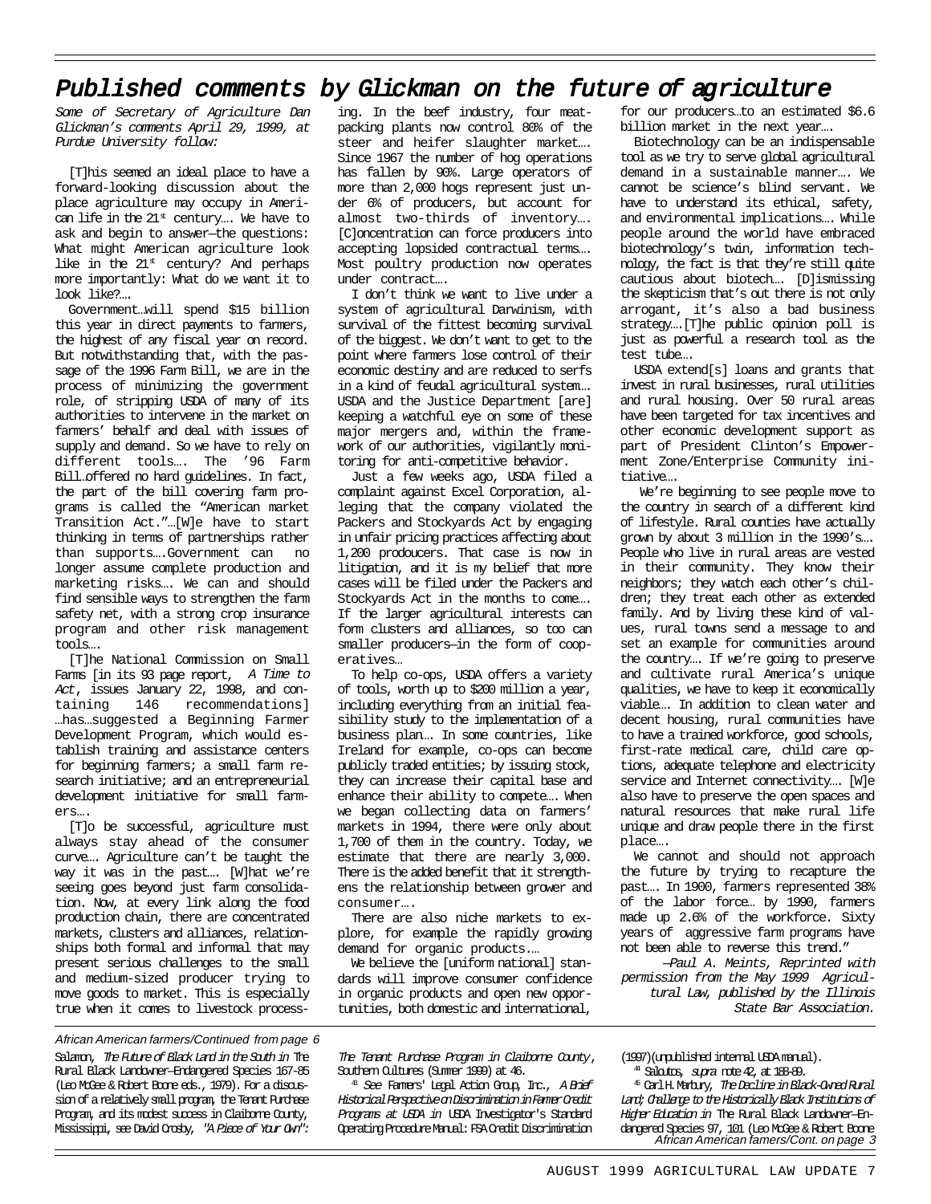# Published comments by Glickman on the future of agriculture

*Some of Secretary of Agriculture Dan Glickman's comments April 29, 1999, at Purdue University follow:*

[T]his seemed an ideal place to have a forward-looking discussion about the place agriculture may occupy in American life in the 21st century…. We have to ask and begin to answer—the questions: What might American agriculture look like in the 21st century? And perhaps more importantly: What do we want it to look like?….

Government…will spend $15 billion this year in direct payments to farmers, the highest of any fiscal year on record. But notwithstanding that, with the passage of the 1996 Farm Bill, we are in the process of minimizing the government role, of stripping USDA of many of its authorities to intervene in the market on farmers' behalf and deal with issues of supply and demand. So we have to rely on different tools…. The '96 Farm Bill…offered no hard guidelines. In fact, the part of the bill covering farm programs is called the "American market Transition Act."…[W]e have to start thinking in terms of partnerships rather than supports….Government can no longer assume complete production and marketing risks…. We can and should find sensible ways to strengthen the farm safety net, with a strong crop insurance program and other risk management tools….

[T]he National Commission on Small Farms [in its 93 page report, *A Time to Act*, issues January 22, 1998, and containing 146 recommendations] …has…suggested a Beginning Farmer Development Program, which would establish training and assistance centers for beginning farmers; a small farm research initiative; and an entrepreneurial development initiative for small farmers….

[T]o be successful, agriculture must always stay ahead of the consumer curve…. Agriculture can't be taught the way it was in the past…. [W]hat we're seeing goes beyond just farm consolidation. Now, at every link along the food production chain, there are concentrated markets, clusters and alliances, relationships both formal and informal that may present serious challenges to the small and medium-sized producer trying to move goods to market. This is especially true when it comes to livestock processing. In the beef industry, four meatpacking plants now control 80% of the steer and heifer slaughter market…. Since 1967 the number of hog operations has fallen by 90%. Large operators of more than 2,000 hogs represent just under 6% of producers, but account for almost two-thirds of inventory…. [C]oncentration can force producers into accepting lopsided contractual terms…. Most poultry production now operates under contract….

I don't think we want to live under a system of agricultural Darwinism, with survival of the fittest becoming survival of the biggest. We don't want to get to the point where farmers lose control of their economic destiny and are reduced to serfs in a kind of feudal agricultural system…. USDA and the Justice Department [are] keeping a watchful eye on some of these major mergers and, within the framework of our authorities, vigilantly monitoring for anti-competitive behavior.

Just a few weeks ago, USDA filed a complaint against Excel Corporation, alleging that the company violated the Packers and Stockyards Act by engaging in unfair pricing practices affecting about 1,200 prodoucers. That case is now in litigation, and it is my belief that more cases will be filed under the Packers and Stockyards Act in the months to come…. If the larger agricultural interests can form clusters and alliances, so too can smaller producers—in the form of cooperatives…

To help co-ops, USDA offers a variety of tools, worth up to $200 million a year, including everything from an initial feasibility study to the implementation of a business plan… In some countries, like Ireland for example, co-ops can become publicly traded entities; by issuing stock, they can increase their capital base and enhance their ability to compete…. When we began collecting data on farmers' markets in 1994, there were only about 1,700 of them in the country. Today, we estimate that there are nearly 3,000. There is the added benefit that it strengthens the relationship between grower and consumer….

There are also niche markets to explore, for example the rapidly growing demand for organic products.…

We believe the [uniform national] standards will improve consumer confidence in organic products and open new opportunities, both domestic and international, for our producers…to an estimated $6.6 billion market in the next year….

Biotechnology can be an indispensable tool as we try to serve global agricultural demand in a sustainable manner…. We cannot be science's blind servant. We have to understand its ethical, safety, and environmental implications…. While people around the world have embraced biotechnology's twin, information technology, the fact is that they're still quite cautious about biotech…. [D]ismissing the skepticism that's out there is not only arrogant, it's also a bad business strategy….[T]he public opinion poll is just as powerful a research tool as the test tube….

USDA extend[s] loans and grants that invest in rural businesses, rural utilities and rural housing. Over 50 rural areas have been targeted for tax incentives and other economic development support as part of President Clinton's Empowerment Zone/Enterprise Community initiative….

We're beginning to see people move to the country in search of a different kind of lifestyle. Rural counties have actually grown by about 3 million in the 1990's…. People who live in rural areas are vested in their community. They know their neighbors; they watch each other's children; they treat each other as extended family. And by living these kind of values, rural towns send a message to and set an example for communities around the country…. If we're going to preserve and cultivate rural America's unique qualities, we have to keep it economically viable…. In addition to clean water and decent housing, rural communities have to have a trained workforce, good schools, first-rate medical care, child care options, adequate telephone and electricity service and Internet connectivity…. [W]e also have to preserve the open spaces and natural resources that make rural life unique and draw people there in the first place….

We cannot and should not approach the future by trying to recapture the past…. In 1900, farmers represented 38% of the labor force… by 1990, farmers made up 2.6% of the workforce. Sixty years of aggressive farm programs have not been able to reverse this trend."

*—Paul A. Meints, Reprinted with permission from the May 1999 Agricultural Law, published by the Illinois State Bar Association.*

---

*African American farmers/Continued from page 6*

Salamon, *The Future of Black Land in the South in* The Rural Black Landowner—Endangered Species 167-85 (Leo McGee & Robert Boone eds., 1979). For a discussion of a relatively small program, the Tenant Purchase Program, and its modest success in Claiborne County, Mississippi, see David Crosby, *"A Piece of Your Own": The Tenant Purchase Program in Claiborne County*, Southern Cultures (Summer 1999) at 46.

[43] *See* Farmers' Legal Action Group, Inc., *A Brief Historical Perspective on Discrimination in Farmer Credit Programs at USDA in* USDA Investigator's Standard Operating Procedure Manual: FSA Credit Discrimination (1997)(unpublished internal USDA manual).

[44] Saloutos, *supra* note 42, at 188-89.

[45] Carl H. Marbury, *The Decline in Black-Owned Rural Land; Challenge to the Historically Black Institutions of Higher Education in* The Rural Black Landowner—Endangered Species 97, 101 (Leo McGee & Robert Boone

*African American famers/Cont. on page 3*